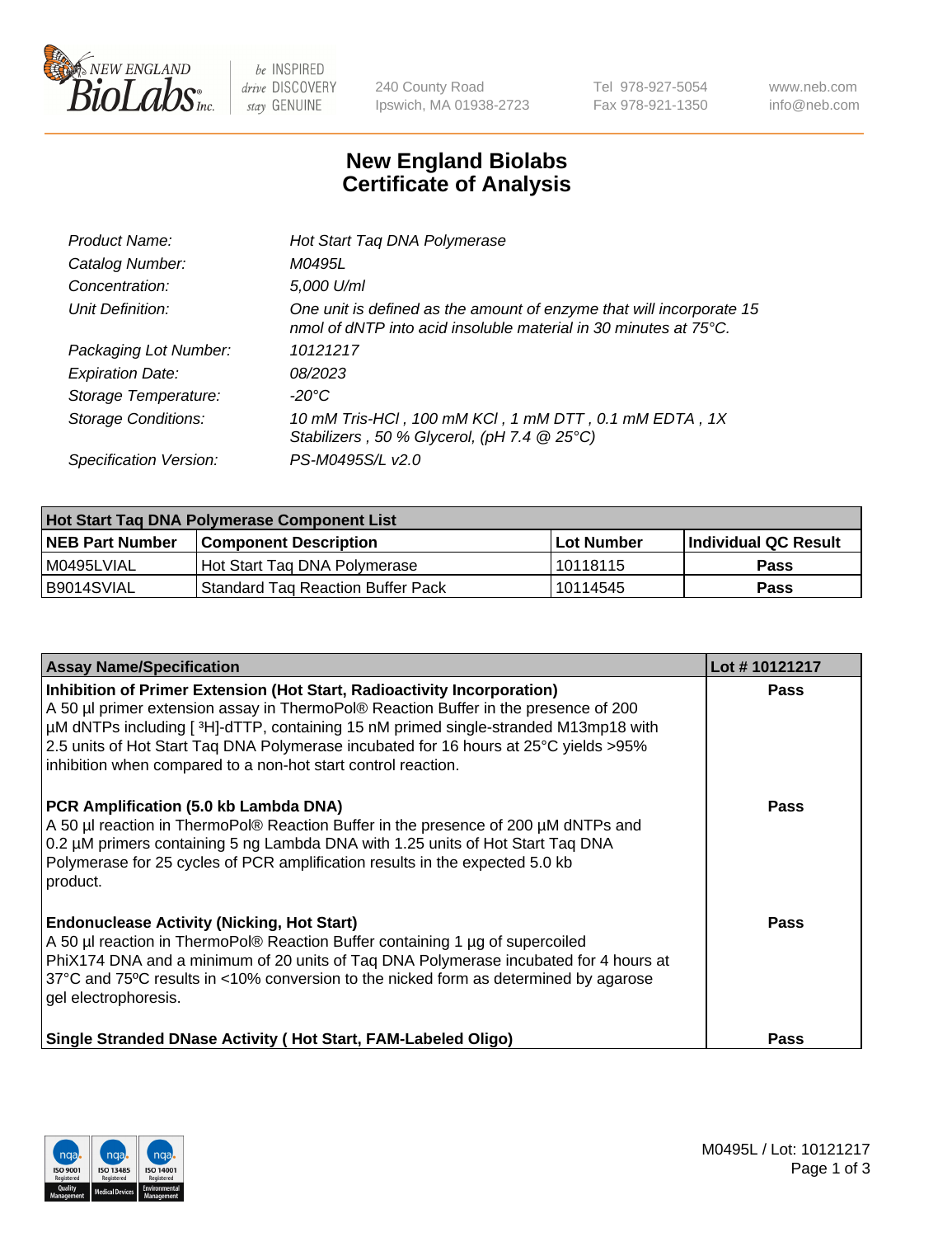# New England Biolabs Certificate of Analysis

| | |
|---|---|
| *Product Name:* | *Hot Start Taq DNA Polymerase* |
| *Catalog Number:* | *M0495L* |
| *Concentration:* | *5,000 U/ml* |
| *Unit Definition:* | *One unit is defined as the amount of enzyme that will incorporate 15 nmol of dNTP into acid insoluble material in 30 minutes at 75°C.* |
| *Packaging Lot Number:* | *10121217* |
| *Expiration Date:* | *08/2023* |
| *Storage Temperature:* | *-20°C* |
| *Storage Conditions:* | *10 mM Tris-HCl , 100 mM KCl , 1 mM DTT , 0.1 mM EDTA , 1X Stabilizers , 50 % Glycerol, (pH 7.4 @ 25°C)* |
| *Specification Version:* | *PS-M0495S/L v2.0* |

| **Hot Start Taq DNA Polymerase Component List** | | | |
|---|---|---|---|
| **NEB Part Number** | **Component Description** | **Lot Number** | **Individual QC Result** |
| M0495LVIAL | Hot Start Taq DNA Polymerase | 10118115 | **Pass** |
| B9014SVIAL | Standard Taq Reaction Buffer Pack | 10114545 | **Pass** |

| **Assay Name/Specification** | **Lot # 10121217** |
|---|---|
| **Inhibition of Primer Extension (Hot Start, Radioactivity Incorporation)** A 50 µl primer extension assay in ThermoPol® Reaction Buffer in the presence of 200 µM dNTPs including [ $^3$H]-dTTP, containing 15 nM primed single-stranded M13mp18 with 2.5 units of Hot Start Taq DNA Polymerase incubated for 16 hours at 25°C yields >95% inhibition when compared to a non-hot start control reaction. | **Pass** |
| **PCR Amplification (5.0 kb Lambda DNA)** A 50 µl reaction in ThermoPol® Reaction Buffer in the presence of 200 µM dNTPs and 0.2 µM primers containing 5 ng Lambda DNA with 1.25 units of Hot Start Taq DNA Polymerase for 25 cycles of PCR amplification results in the expected 5.0 kb product. | **Pass** |
| **Endonuclease Activity (Nicking, Hot Start)** A 50 µl reaction in ThermoPol® Reaction Buffer containing 1 µg of supercoiled PhiX174 DNA and a minimum of 20 units of Taq DNA Polymerase incubated for 4 hours at 37°C and 75ºC results in <10% conversion to the nicked form as determined by agarose gel electrophoresis. | **Pass** |
| **Single Stranded DNase Activity ( Hot Start, FAM-Labeled Oligo)** | **Pass** |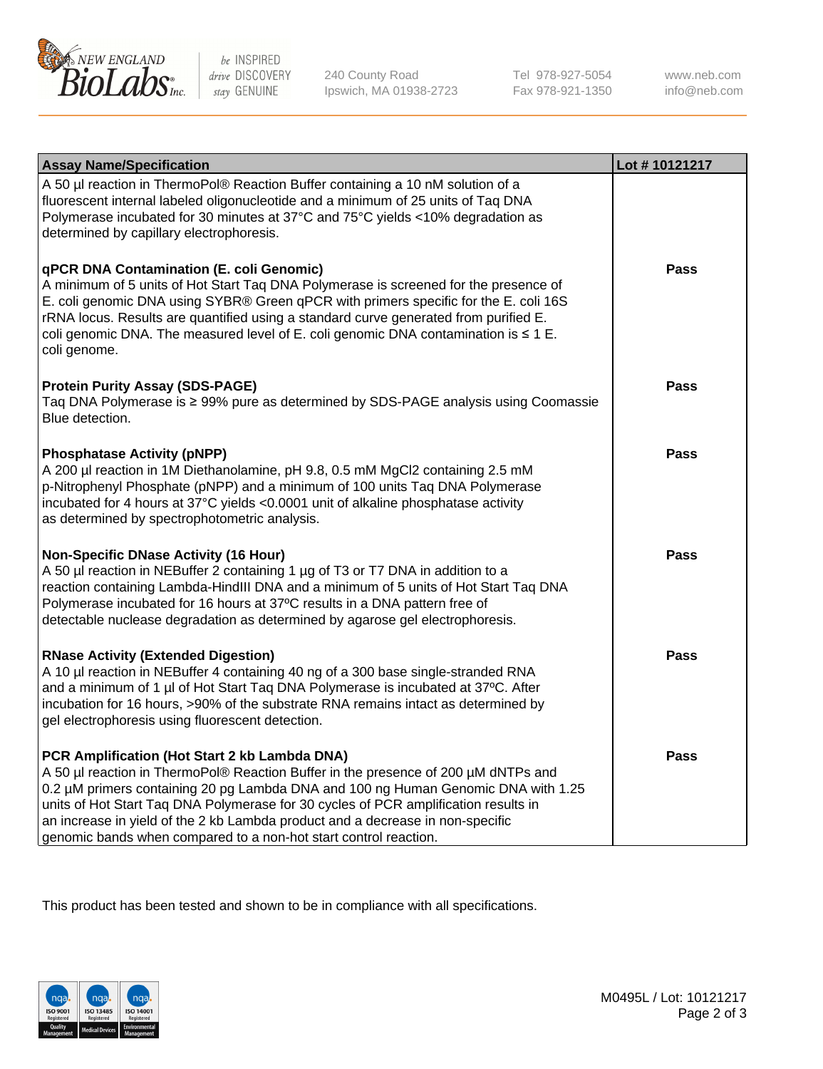| Assay Name/Specification | Lot # 10121217 |
| --- | --- |
| A 50 µl reaction in ThermoPol® Reaction Buffer containing a 10 nM solution of a fluorescent internal labeled oligonucleotide and a minimum of 25 units of Taq DNA Polymerase incubated for 30 minutes at 37°C and 75°C yields <10% degradation as determined by capillary electrophoresis. | |
| **qPCR DNA Contamination (E. coli Genomic)**<br>A minimum of 5 units of Hot Start Taq DNA Polymerase is screened for the presence of E. coli genomic DNA using SYBR® Green qPCR with primers specific for the E. coli 16S rRNA locus. Results are quantified using a standard curve generated from purified E. coli genomic DNA. The measured level of E. coli genomic DNA contamination is ≤ 1 E. coli genome. | **Pass** |
| **Protein Purity Assay (SDS-PAGE)**<br>Taq DNA Polymerase is ≥ 99% pure as determined by SDS-PAGE analysis using Coomassie Blue detection. | **Pass** |
| **Phosphatase Activity (pNPP)**<br>A 200 µl reaction in 1M Diethanolamine, pH 9.8, 0.5 mM $MgCl_2$ containing 2.5 mM p-Nitrophenyl Phosphate (pNPP) and a minimum of 100 units Taq DNA Polymerase incubated for 4 hours at 37°C yields <0.0001 unit of alkaline phosphatase activity as determined by spectrophotometric analysis. | **Pass** |
| **Non-Specific DNase Activity (16 Hour)**<br>A 50 µl reaction in NEBuffer 2 containing 1 µg of T3 or T7 DNA in addition to a reaction containing Lambda-HindIII DNA and a minimum of 5 units of Hot Start Taq DNA Polymerase incubated for 16 hours at 37ºC results in a DNA pattern free of detectable nuclease degradation as determined by agarose gel electrophoresis. | **Pass** |
| **RNase Activity (Extended Digestion)**<br>A 10 µl reaction in NEBuffer 4 containing 40 ng of a 300 base single-stranded RNA and a minimum of 1 µl of Hot Start Taq DNA Polymerase is incubated at 37ºC. After incubation for 16 hours, >90% of the substrate RNA remains intact as determined by gel electrophoresis using fluorescent detection. | **Pass** |
| **PCR Amplification (Hot Start 2 kb Lambda DNA)**<br>A 50 µl reaction in ThermoPol® Reaction Buffer in the presence of 200 µM dNTPs and 0.2 µM primers containing 20 pg Lambda DNA and 100 ng Human Genomic DNA with 1.25 units of Hot Start Taq DNA Polymerase for 30 cycles of PCR amplification results in an increase in yield of the 2 kb Lambda product and a decrease in non-specific genomic bands when compared to a non-hot start control reaction. | **Pass** |

This product has been tested and shown to be in compliance with all specifications.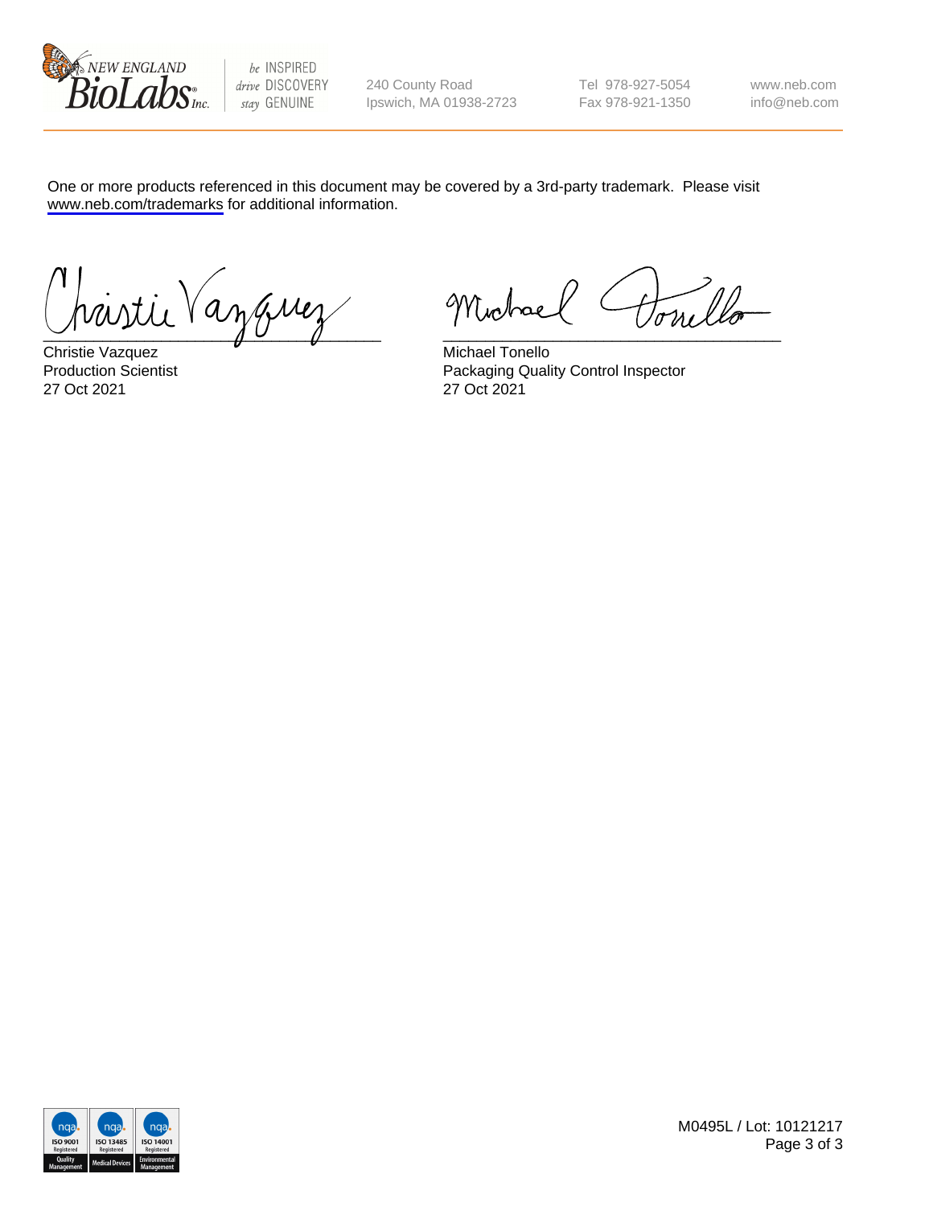One or more products referenced in this document may be covered by a 3rd-party trademark. Please visit www.neb.com/trademarks for additional information.

Christie Vazquez
Production Scientist
27 Oct 2021

Michael Tonello
Packaging Quality Control Inspector
27 Oct 2021

M0495L / Lot: 10121217